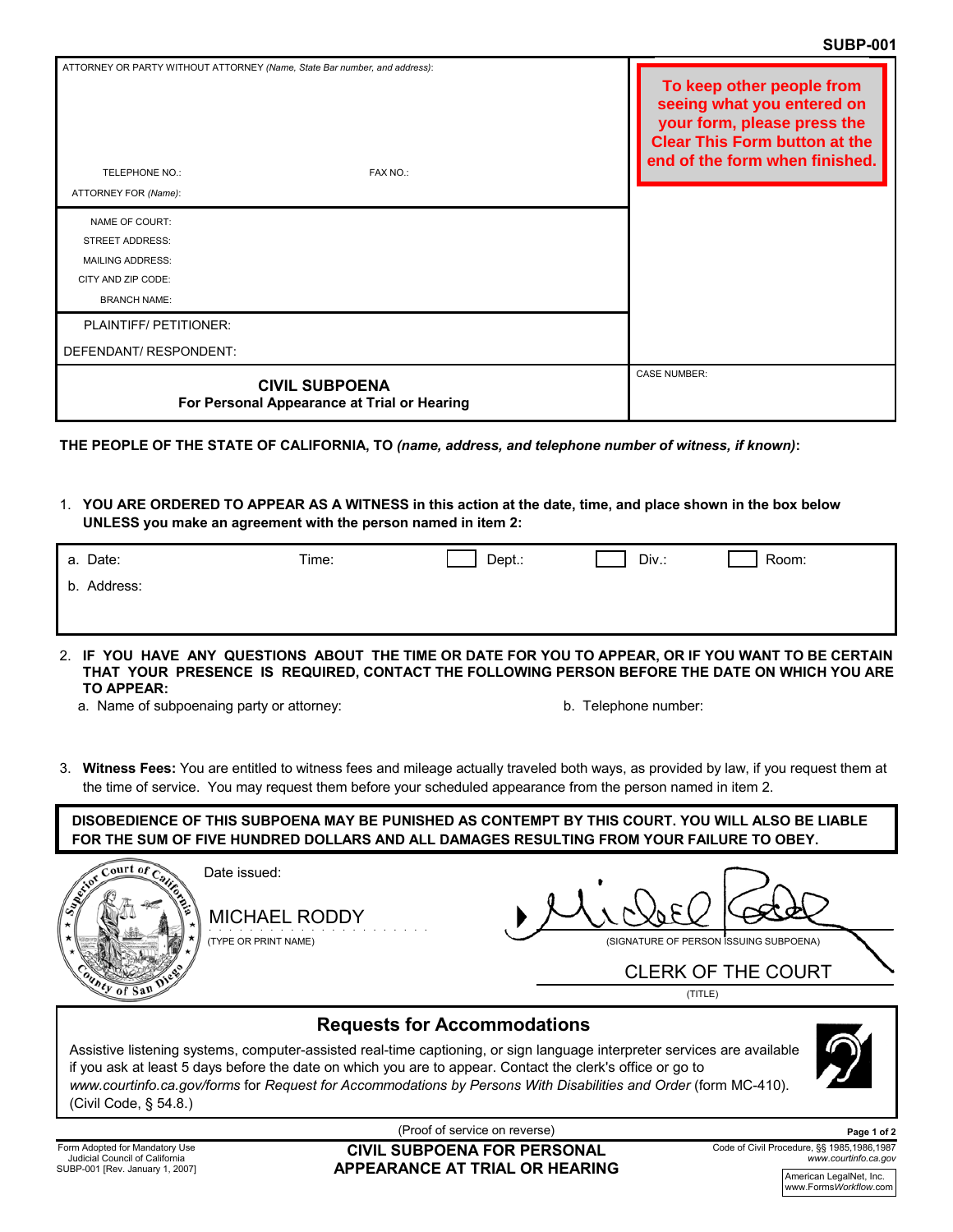SUBP-001

ATTORNEY OR PARTY WITHOUT ATTORNEY *(Name, State Bar number, and address)*:

TELEPHONE NO.: FAX NO.:

ATTORNEY FOR *(Name)*:

**To keep other people from seeing what you entered on your form, please press the Clear This Form button at the end of the form when finished.**

NAME OF COURT:
STREET ADDRESS:
MAILING ADDRESS:
CITY AND ZIP CODE:
BRANCH NAME:

PLAINTIFF/ PETITIONER:

DEFENDANT/ RESPONDENT:

## CIVIL SUBPOENA
**For Personal Appearance at Trial or Hearing**

CASE NUMBER:

**THE PEOPLE OF THE STATE OF CALIFORNIA, TO *(name, address, and telephone number of witness, if known)*:**

1. **YOU ARE ORDERED TO APPEAR AS A WITNESS in this action at the date, time, and place shown in the box below UNLESS you make an agreement with the person named in item 2:**

a. Date: Time: ☐ Dept.: ☐ Div.: ☐ Room:

b. Address:

2. **IF YOU HAVE ANY QUESTIONS ABOUT THE TIME OR DATE FOR YOU TO APPEAR, OR IF YOU WANT TO BE CERTAIN THAT YOUR PRESENCE IS REQUIRED, CONTACT THE FOLLOWING PERSON BEFORE THE DATE ON WHICH YOU ARE TO APPEAR:**
   a. Name of subpoenaing party or attorney: b. Telephone number:

3. **Witness Fees:** You are entitled to witness fees and mileage actually traveled both ways, as provided by law, if you request them at the time of service. You may request them before your scheduled appearance from the person named in item 2.

**DISOBEDIENCE OF THIS SUBPOENA MAY BE PUNISHED AS CONTEMPT BY THIS COURT. YOU WILL ALSO BE LIABLE FOR THE SUM OF FIVE HUNDRED DOLLARS AND ALL DAMAGES RESULTING FROM YOUR FAILURE TO OBEY.**

Superior Court of California, County of San Diego

Date issued:

MICHAEL RODDY
(TYPE OR PRINT NAME)

(SIGNATURE OF PERSON ISSUING SUBPOENA)

CLERK OF THE COURT
(TITLE)

## Requests for Accommodations

Assistive listening systems, computer-assisted real-time captioning, or sign language interpreter services are available if you ask at least 5 days before the date on which you are to appear. Contact the clerk's office or go to *www.courtinfo.ca.gov/forms* for *Request for Accommodations by Persons With Disabilities and Order* (form MC-410). (Civil Code, § 54.8.)

(Proof of service on reverse)

Form Adopted for Mandatory Use
Judicial Council of California
SUBP-001 [Rev. January 1, 2007]

**CIVIL SUBPOENA FOR PERSONAL APPEARANCE AT TRIAL OR HEARING**

Code of Civil Procedure, §§ 1985,1986,1987
*www.courtinfo.ca.gov*

American LegalNet, Inc.
www.FormsWorkflow.com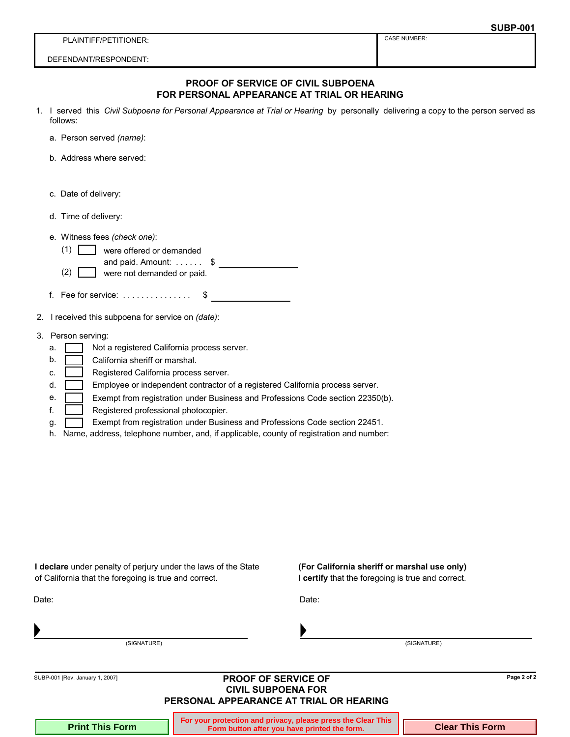SUBP-001

| PLAINTIFF/PETITIONER: | CASE NUMBER: |
|---|---|
| DEFENDANT/RESPONDENT: | |

## PROOF OF SERVICE OF CIVIL SUBPOENA FOR PERSONAL APPEARANCE AT TRIAL OR HEARING

1. I served this *Civil Subpoena for Personal Appearance at Trial or Hearing* by personally delivering a copy to the person served as follows:

   a. Person served *(name)*:

   b. Address where served:

   c. Date of delivery:

   d. Time of delivery:

   e. Witness fees *(check one)*:

      (1) ☐ were offered or demanded and paid. Amount: . . . . . . $ ____________

      (2) ☐ were not demanded or paid.

   f. Fee for service: . . . . . . . . . . . . . . . $ ____________

2. I received this subpoena for service on *(date)*:

3. Person serving:

   a. ☐ Not a registered California process server.

   b. ☐ California sheriff or marshal.

   c. ☐ Registered California process server.

   d. ☐ Employee or independent contractor of a registered California process server.

   e. ☐ Exempt from registration under Business and Professions Code section 22350(b).

   f. ☐ Registered professional photocopier.

   g. ☐ Exempt from registration under Business and Professions Code section 22451.

   h. Name, address, telephone number, and, if applicable, county of registration and number:

**I declare** under penalty of perjury under the laws of the State of California that the foregoing is true and correct.

Date:

▶ ______________________________
(SIGNATURE)

**(For California sheriff or marshal use only)**
**I certify** that the foregoing is true and correct.

Date:

▶ ______________________________
(SIGNATURE)

SUBP-001 [Rev. January 1, 2007]

**PROOF OF SERVICE OF CIVIL SUBPOENA FOR PERSONAL APPEARANCE AT TRIAL OR HEARING**

Print This Form | For your protection and privacy, please press the Clear This Form button after you have printed the form. | Clear This Form